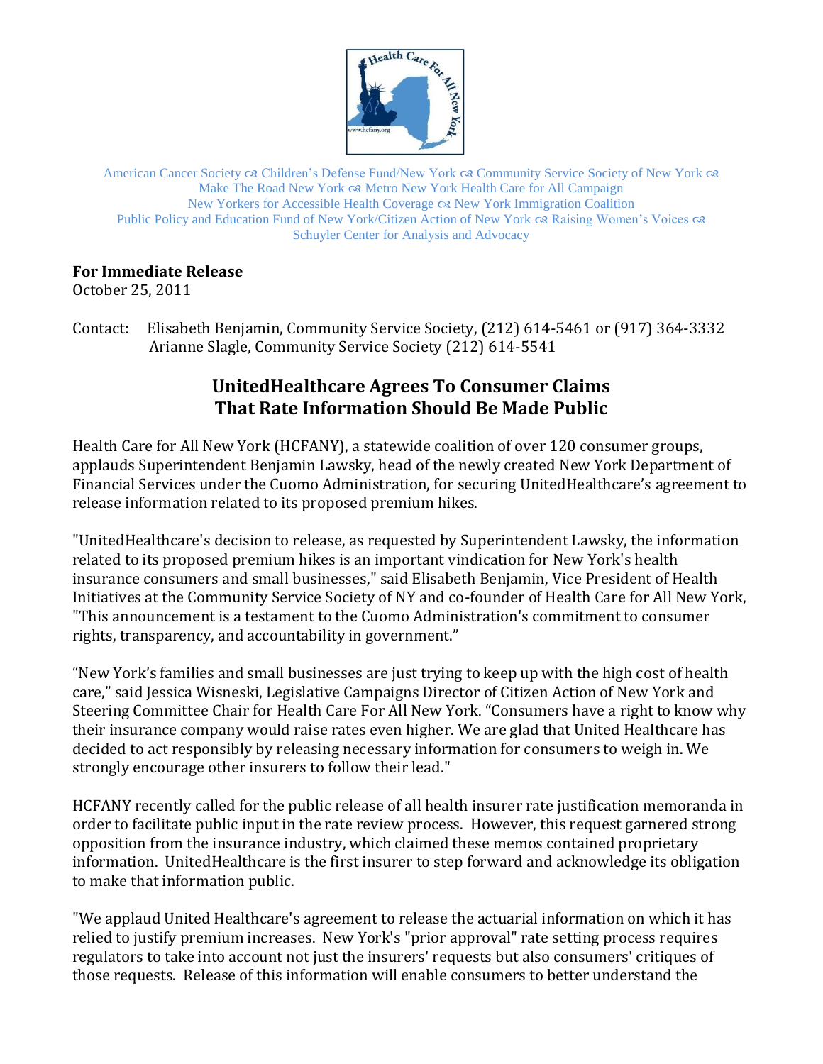American Cancer Society ☙ Children's Defense Fund/New York ☙ Community Service Society of New York ☙ Make The Road New York ☙ Metro New York Health Care for All Campaign
New Yorkers for Accessible Health Coverage ☙ New York Immigration Coalition
Public Policy and Education Fund of New York/Citizen Action of New York ☙ Raising Women's Voices ☙
Schuyler Center for Analysis and Advocacy

**For Immediate Release**
October 25, 2011

Contact: Elisabeth Benjamin, Community Service Society, (212) 614-5461 or (917) 364-3332
Arianne Slagle, Community Service Society (212) 614-5541

## UnitedHealthcare Agrees To Consumer Claims That Rate Information Should Be Made Public

Health Care for All New York (HCFANY), a statewide coalition of over 120 consumer groups, applauds Superintendent Benjamin Lawsky, head of the newly created New York Department of Financial Services under the Cuomo Administration, for securing UnitedHealthcare's agreement to release information related to its proposed premium hikes.

"UnitedHealthcare's decision to release, as requested by Superintendent Lawsky, the information related to its proposed premium hikes is an important vindication for New York's health insurance consumers and small businesses," said Elisabeth Benjamin, Vice President of Health Initiatives at the Community Service Society of NY and co-founder of Health Care for All New York, "This announcement is a testament to the Cuomo Administration's commitment to consumer rights, transparency, and accountability in government."

"New York's families and small businesses are just trying to keep up with the high cost of health care," said Jessica Wisneski, Legislative Campaigns Director of Citizen Action of New York and Steering Committee Chair for Health Care For All New York. "Consumers have a right to know why their insurance company would raise rates even higher. We are glad that United Healthcare has decided to act responsibly by releasing necessary information for consumers to weigh in. We strongly encourage other insurers to follow their lead."

HCFANY recently called for the public release of all health insurer rate justification memoranda in order to facilitate public input in the rate review process. However, this request garnered strong opposition from the insurance industry, which claimed these memos contained proprietary information. UnitedHealthcare is the first insurer to step forward and acknowledge its obligation to make that information public.

"We applaud United Healthcare's agreement to release the actuarial information on which it has relied to justify premium increases. New York's "prior approval" rate setting process requires regulators to take into account not just the insurers' requests but also consumers' critiques of those requests. Release of this information will enable consumers to better understand the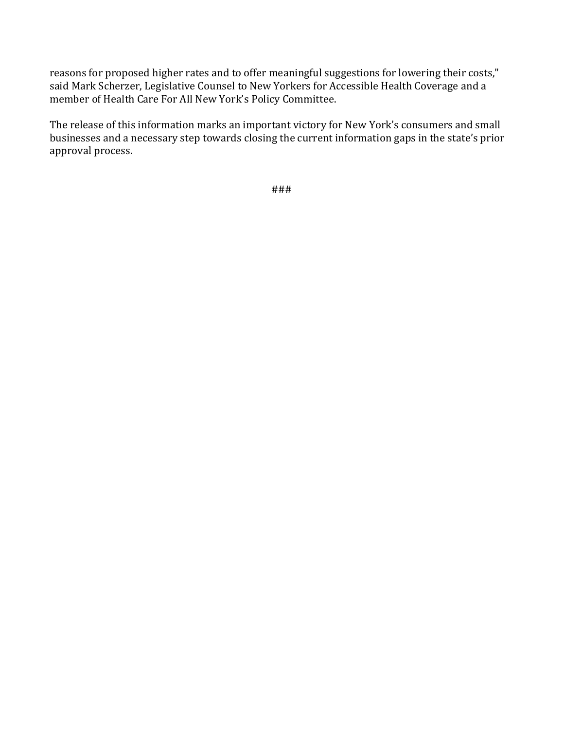reasons for proposed higher rates and to offer meaningful suggestions for lowering their costs," said Mark Scherzer, Legislative Counsel to New Yorkers for Accessible Health Coverage and a member of Health Care For All New York's Policy Committee.

The release of this information marks an important victory for New York's consumers and small businesses and a necessary step towards closing the current information gaps in the state's prior approval process.

###